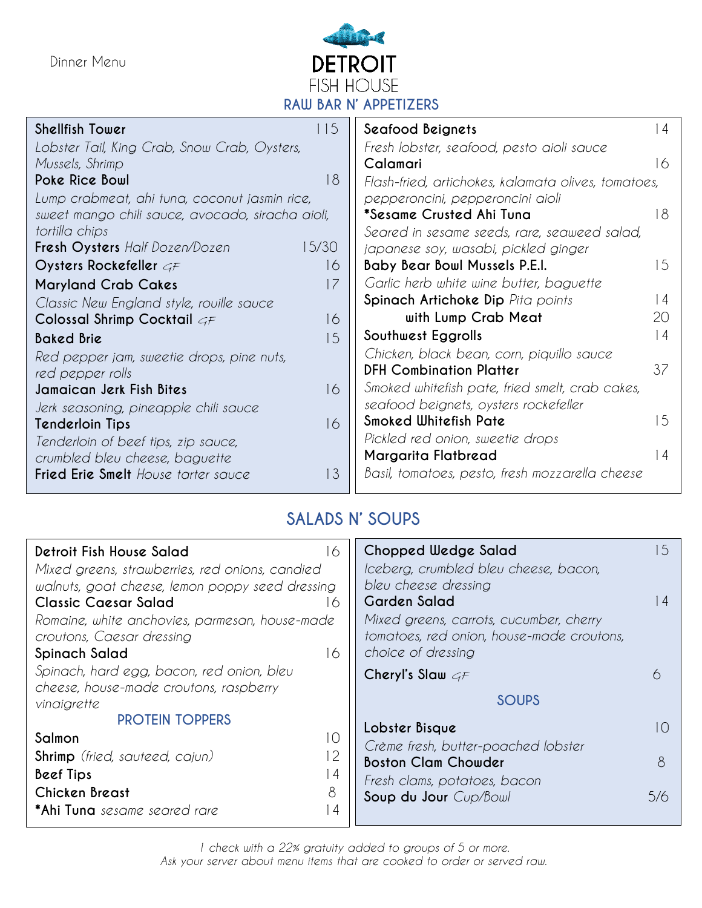Dinner Menu

# DETROIT FISH HOUSE

## RAW BAR N' APPETIZERS

**Shellfish Tower** 115
*Lobster Tail, King Crab, Snow Crab, Oysters, Mussels, Shrimp*

**Poke Rice Bowl** 18
*Lump crabmeat, ahi tuna, coconut jasmin rice, sweet mango chili sauce, avocado, siracha aioli, tortilla chips*

**Fresh Oysters** *Half Dozen/Dozen* 15/30

**Oysters Rockefeller** *GF* 16

**Maryland Crab Cakes** 17
*Classic New England style, rouille sauce*

**Colossal Shrimp Cocktail** *GF* 16

**Baked Brie** 15
*Red pepper jam, sweetie drops, pine nuts, red pepper rolls*

**Jamaican Jerk Fish Bites** 16
*Jerk seasoning, pineapple chili sauce*

**Tenderloin Tips** 16
*Tenderloin of beef tips, zip sauce, crumbled bleu cheese, baguette*

**Fried Erie Smelt** *House tarter sauce* 13

**Seafood Beignets** 14
*Fresh lobster, seafood, pesto aioli sauce*

**Calamari** 16
*Flash-fried, artichokes, kalamata olives, tomatoes, pepperoncini, pepperoncini aioli*

**\*Sesame Crusted Ahi Tuna** 18
*Seared in sesame seeds, rare, seaweed salad, japanese soy, wasabi, pickled ginger*

**Baby Bear Bowl Mussels P.E.I.** 15
*Garlic herb white wine butter, baguette*

**Spinach Artichoke Dip** *Pita points* 14
**with Lump Crab Meat** 20

**Southwest Eggrolls** 14
*Chicken, black bean, corn, piquillo sauce*

**DFH Combination Platter** 37
*Smoked whitefish pate, fried smelt, crab cakes, seafood beignets, oysters rockefeller*

**Smoked Whitefish Pate** 15
*Pickled red onion, sweetie drops*

**Margarita Flatbread** 14
*Basil, tomatoes, pesto, fresh mozzarella cheese*

## SALADS N' SOUPS

**Detroit Fish House Salad** 16
*Mixed greens, strawberries, red onions, candied walnuts, goat cheese, lemon poppy seed dressing*

**Classic Caesar Salad** 16
*Romaine, white anchovies, parmesan, house-made croutons, Caesar dressing*

**Spinach Salad** 16
*Spinach, hard egg, bacon, red onion, bleu cheese, house-made croutons, raspberry vinaigrette*

### PROTEIN TOPPERS

**Salmon** 10
**Shrimp** *(fried, sauteed, cajun)* 12
**Beef Tips** 14
**Chicken Breast** 8
**\*Ahi Tuna** *sesame seared rare* 14

**Chopped Wedge Salad** 15
*Iceberg, crumbled bleu cheese, bacon, bleu cheese dressing*

**Garden Salad** 14
*Mixed greens, carrots, cucumber, cherry tomatoes, red onion, house-made croutons, choice of dressing*

**Cheryl's Slaw** *GF* 6

### SOUPS

**Lobster Bisque** 10
*Crème fresh, butter-poached lobster*

**Boston Clam Chowder** 8
*Fresh clams, potatoes, bacon*

**Soup du Jour** *Cup/Bowl* 5/6

*1 check with a 22% gratuity added to groups of 5 or more.*
*Ask your server about menu items that are cooked to order or served raw.*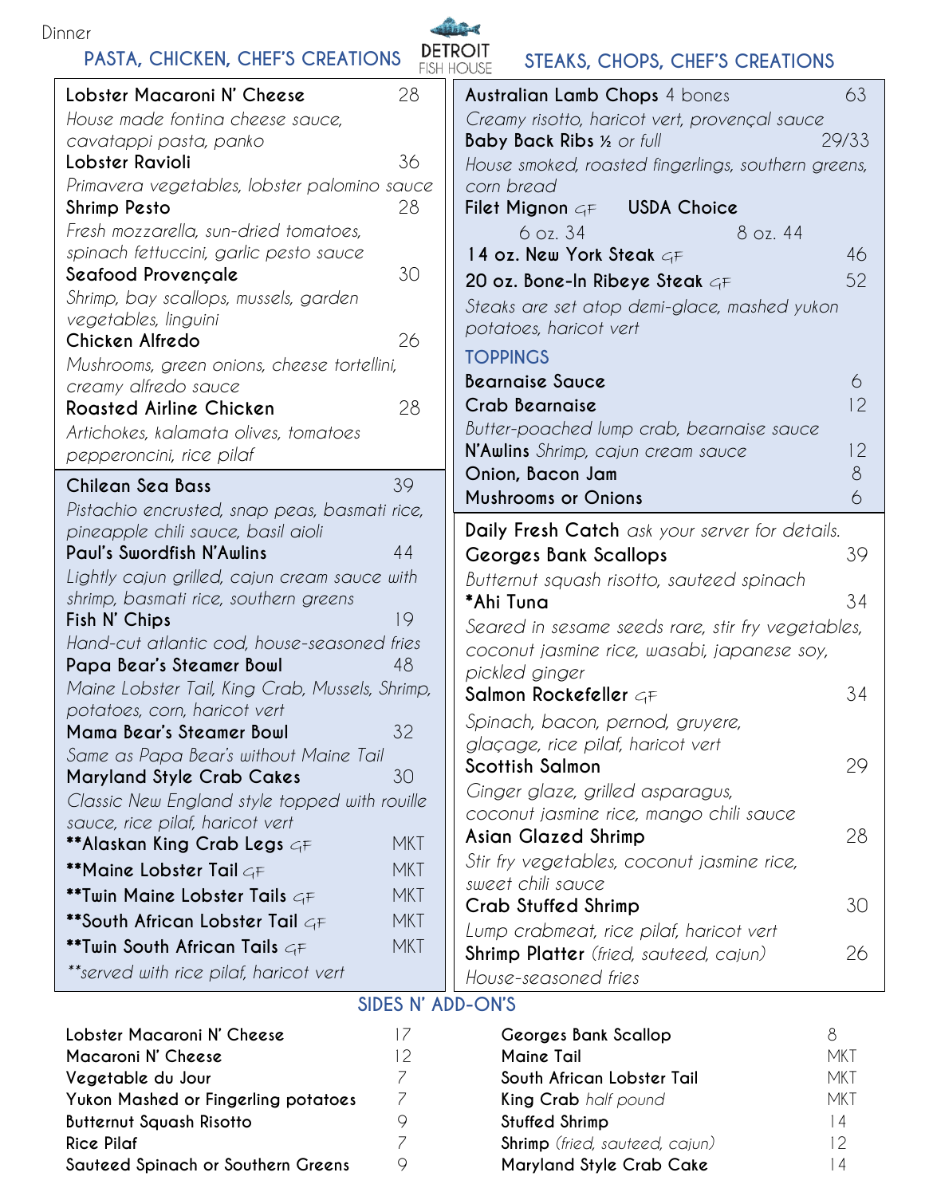Dinner

# DETROIT FISH HOUSE

## PASTA, CHICKEN, CHEF'S CREATIONS

**Lobster Macaroni N' Cheese** 28
*House made fontina cheese sauce, cavatappi pasta, panko*

**Lobster Ravioli** 36
*Primavera vegetables, lobster palomino sauce*

**Shrimp Pesto** 28
*Fresh mozzarella, sun-dried tomatoes, spinach fettuccini, garlic pesto sauce*

**Seafood Provençale** 30
*Shrimp, bay scallops, mussels, garden vegetables, linguini*

**Chicken Alfredo** 26
*Mushrooms, green onions, cheese tortellini, creamy alfredo sauce*

**Roasted Airline Chicken** 28
*Artichokes, kalamata olives, tomatoes pepperoncini, rice pilaf*

**Chilean Sea Bass** 39
*Pistachio encrusted, snap peas, basmati rice, pineapple chili sauce, basil aioli*

**Paul's Swordfish N'Awlins** 44
*Lightly cajun grilled, cajun cream sauce with shrimp, basmati rice, southern greens*

**Fish N' Chips** 19
*Hand-cut atlantic cod, house-seasoned fries*

**Papa Bear's Steamer Bowl** 48
*Maine Lobster Tail, King Crab, Mussels, Shrimp, potatoes, corn, haricot vert*

**Mama Bear's Steamer Bowl** 32
*Same as Papa Bear's without Maine Tail*

**Maryland Style Crab Cakes** 30
*Classic New England style topped with rouille sauce, rice pilaf, haricot vert*

**Alaskan King Crab Legs** GF MKT

**Maine Lobster Tail** GF MKT

**Twin Maine Lobster Tails** GF MKT

**South African Lobster Tail** GF MKT

**Twin South African Tails** GF MKT

*served with rice pilaf, haricot vert*

## STEAKS, CHOPS, CHEF'S CREATIONS

**Australian Lamb Chops** 4 bones 63
*Creamy risotto, haricot vert, provençal sauce*

**Baby Back Ribs** *½ or full* 29/33
*House smoked, roasted fingerlings, southern greens, corn bread*

**Filet Mignon** GF **USDA Choice**
6 oz. 34 8 oz. 44

**14 oz. New York Steak** GF 46

**20 oz. Bone-In Ribeye Steak** GF 52

*Steaks are set atop demi-glace, mashed yukon potatoes, haricot vert*

### TOPPINGS

**Bearnaise Sauce** 6

**Crab Bearnaise** 12
*Butter-poached lump crab, bearnaise sauce*

**N'Awlins** *Shrimp, cajun cream sauce* 12

**Onion, Bacon Jam** 8

**Mushrooms or Onions** 6

**Daily Fresh Catch** *ask your server for details.*

**Georges Bank Scallops** 39
*Butternut squash risotto, sauteed spinach*

**\*Ahi Tuna** 34
*Seared in sesame seeds rare, stir fry vegetables, coconut jasmine rice, wasabi, japanese soy, pickled ginger*

**Salmon Rockefeller** GF 34
*Spinach, bacon, pernod, gruyere, glaçage, rice pilaf, haricot vert*

**Scottish Salmon** 29
*Ginger glaze, grilled asparagus, coconut jasmine rice, mango chili sauce*

**Asian Glazed Shrimp** 28
*Stir fry vegetables, coconut jasmine rice, sweet chili sauce*

**Crab Stuffed Shrimp** 30
*Lump crabmeat, rice pilaf, haricot vert*

**Shrimp Platter** *(fried, sauteed, cajun)* 26
*House-seasoned fries*

## SIDES N' ADD-ON'S

| | | | |
|---|---|---|---|
| Lobster Macaroni N' Cheese | 17 | Georges Bank Scallop | 8 |
| Macaroni N' Cheese | 12 | Maine Tail | MKT |
| Vegetable du Jour | 7 | South African Lobster Tail | MKT |
| Yukon Mashed or Fingerling potatoes | 7 | King Crab *half pound* | MKT |
| Butternut Squash Risotto | 9 | Stuffed Shrimp | 14 |
| Rice Pilaf | 7 | Shrimp *(fried, sauteed, cajun)* | 12 |
| Sauteed Spinach or Southern Greens | 9 | Maryland Style Crab Cake | 14 |